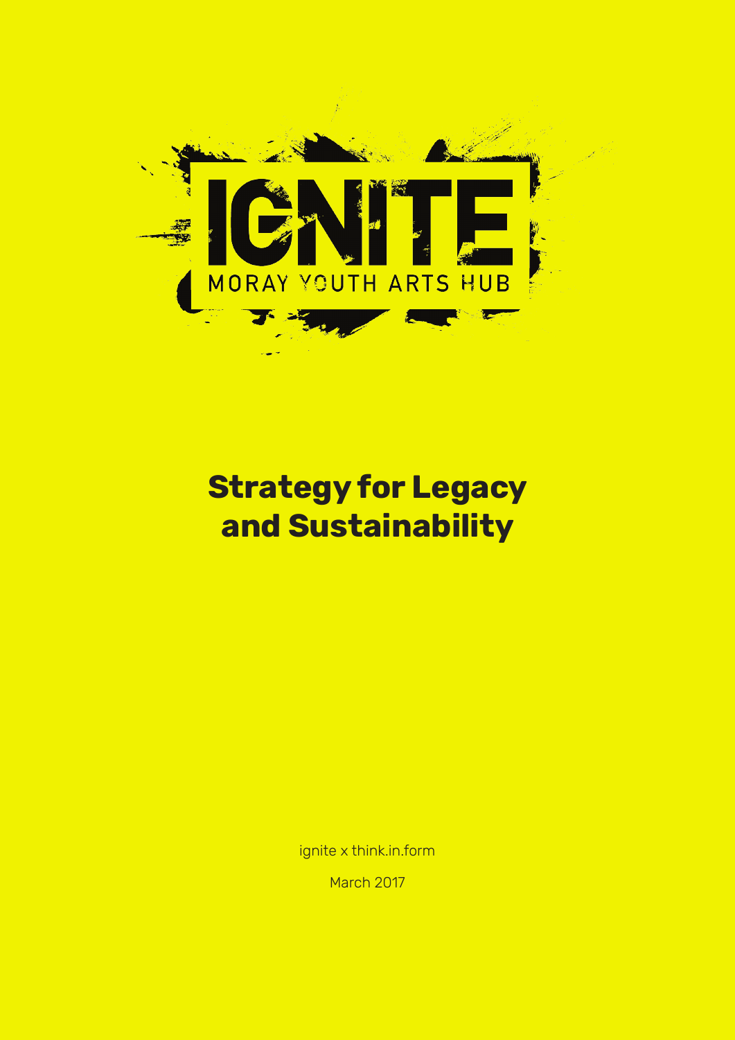IGNITE

MORAY YOUTH ARTS HUB

# Strategy for Legacy and Sustainability

ignite x think.in.form

March 2017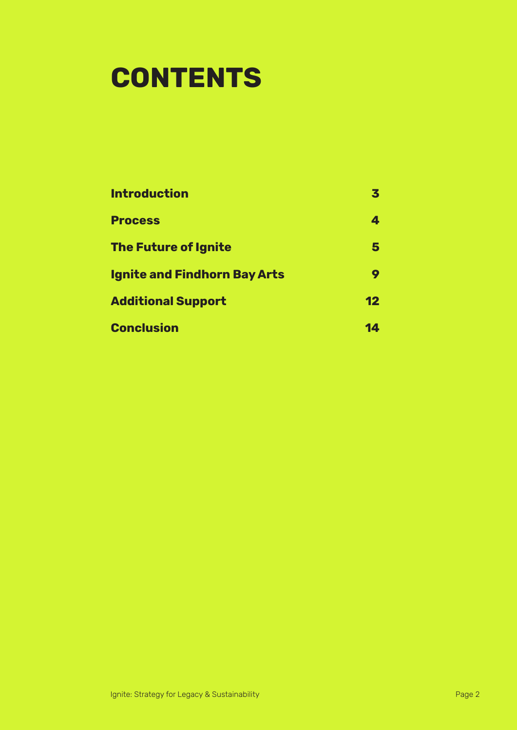# CONTENTS

| | |
|---|---|
| **Introduction** | **3** |
| **Process** | **4** |
| **The Future of Ignite** | **5** |
| **Ignite and Findhorn Bay Arts** | **9** |
| **Additional Support** | **12** |
| **Conclusion** | **14** |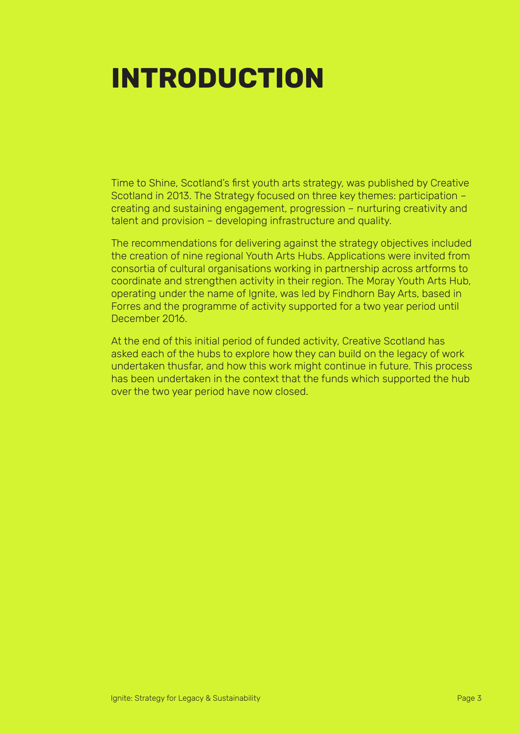# INTRODUCTION

Time to Shine, Scotland's first youth arts strategy, was published by Creative Scotland in 2013. The Strategy focused on three key themes: participation – creating and sustaining engagement, progression – nurturing creativity and talent and provision – developing infrastructure and quality.

The recommendations for delivering against the strategy objectives included the creation of nine regional Youth Arts Hubs. Applications were invited from consortia of cultural organisations working in partnership across artforms to coordinate and strengthen activity in their region. The Moray Youth Arts Hub, operating under the name of Ignite, was led by Findhorn Bay Arts, based in Forres and the programme of activity supported for a two year period until December 2016.

At the end of this initial period of funded activity, Creative Scotland has asked each of the hubs to explore how they can build on the legacy of work undertaken thusfar, and how this work might continue in future. This process has been undertaken in the context that the funds which supported the hub over the two year period have now closed.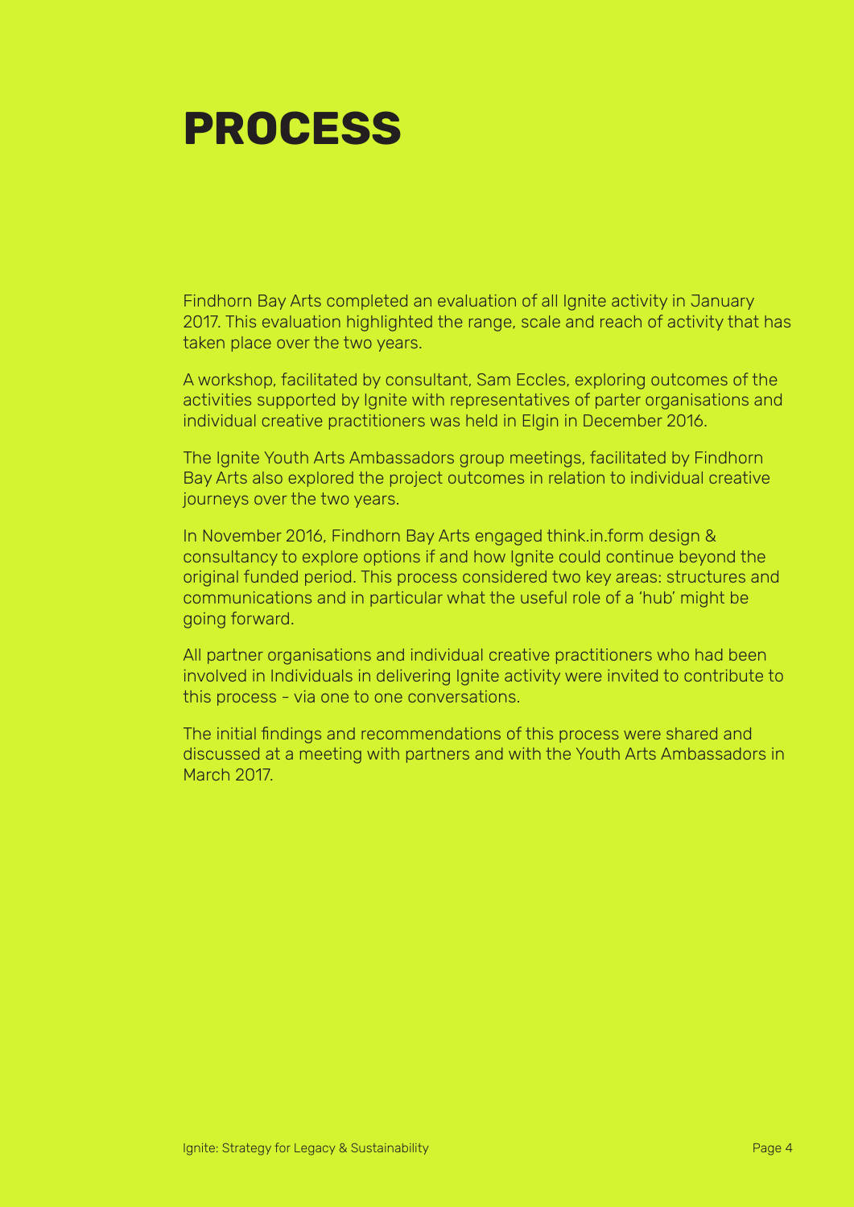# PROCESS

Findhorn Bay Arts completed an evaluation of all Ignite activity in January 2017. This evaluation highlighted the range, scale and reach of activity that has taken place over the two years.

A workshop, facilitated by consultant, Sam Eccles, exploring outcomes of the activities supported by Ignite with representatives of parter organisations and individual creative practitioners was held in Elgin in December 2016.

The Ignite Youth Arts Ambassadors group meetings, facilitated by Findhorn Bay Arts also explored the project outcomes in relation to individual creative journeys over the two years.

In November 2016, Findhorn Bay Arts engaged think.in.form design & consultancy to explore options if and how Ignite could continue beyond the original funded period. This process considered two key areas: structures and communications and in particular what the useful role of a 'hub' might be going forward.

All partner organisations and individual creative practitioners who had been involved in Individuals in delivering Ignite activity were invited to contribute to this process - via one to one conversations.

The initial findings and recommendations of this process were shared and discussed at a meeting with partners and with the Youth Arts Ambassadors in March 2017.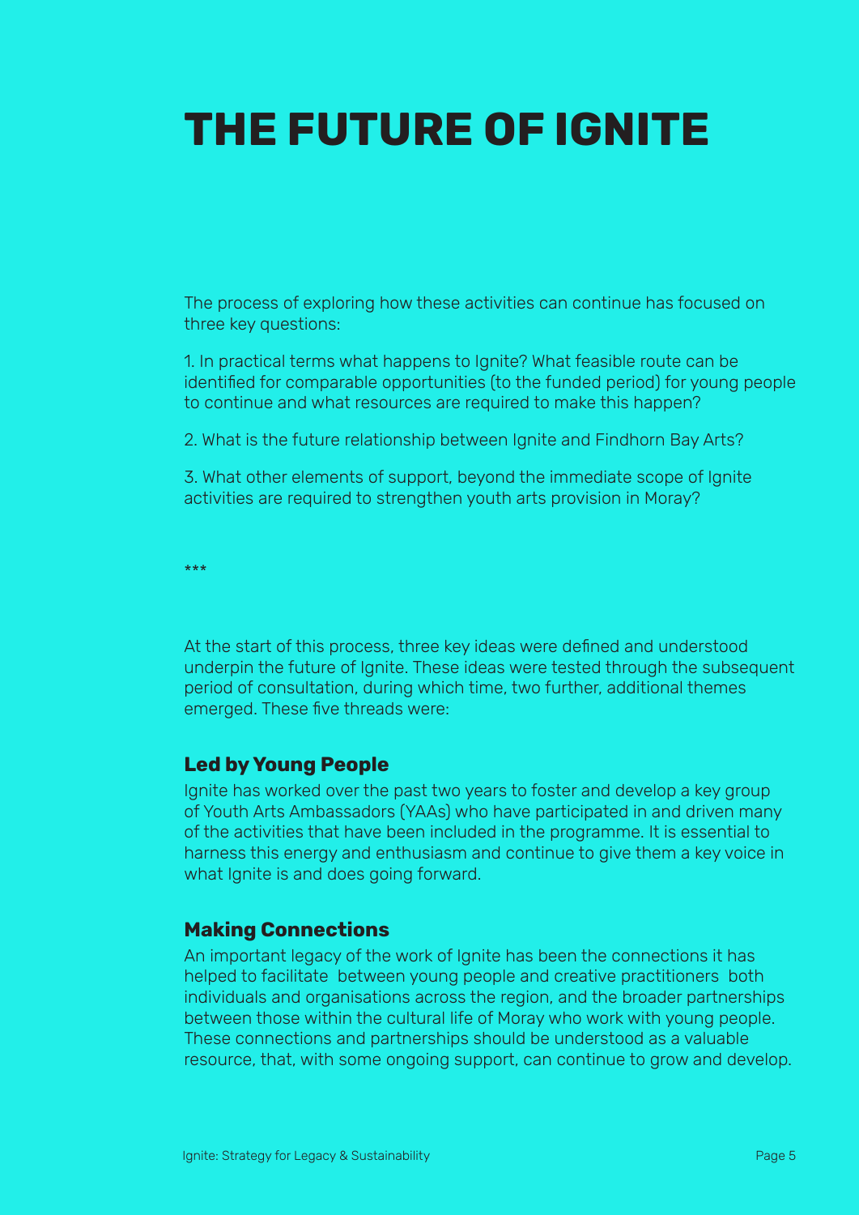# THE FUTURE OF IGNITE

The process of exploring how these activities can continue has focused on three key questions:

1. In practical terms what happens to Ignite? What feasible route can be identified for comparable opportunities (to the funded period) for young people to continue and what resources are required to make this happen?

2. What is the future relationship between Ignite and Findhorn Bay Arts?

3. What other elements of support, beyond the immediate scope of Ignite activities are required to strengthen youth arts provision in Moray?

***

At the start of this process, three key ideas were defined and understood underpin the future of Ignite. These ideas were tested through the subsequent period of consultation, during which time, two further, additional themes emerged. These five threads were:

### Led by Young People

Ignite has worked over the past two years to foster and develop a key group of Youth Arts Ambassadors (YAAs) who have participated in and driven many of the activities that have been included in the programme. It is essential to harness this energy and enthusiasm and continue to give them a key voice in what Ignite is and does going forward.

### Making Connections

An important legacy of the work of Ignite has been the connections it has helped to facilitate between young people and creative practitioners both individuals and organisations across the region, and the broader partnerships between those within the cultural life of Moray who work with young people. These connections and partnerships should be understood as a valuable resource, that, with some ongoing support, can continue to grow and develop.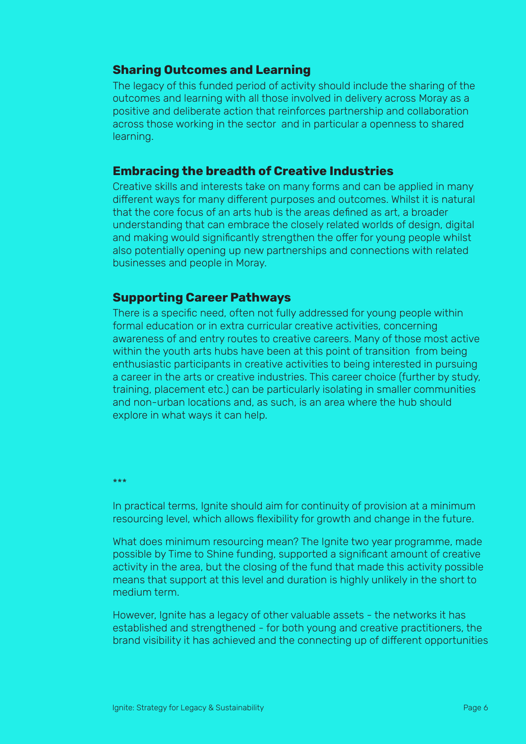### Sharing Outcomes and Learning

The legacy of this funded period of activity should include the sharing of the outcomes and learning with all those involved in delivery across Moray as a positive and deliberate action that reinforces partnership and collaboration across those working in the sector and in particular a openness to shared learning.

### Embracing the breadth of Creative Industries

Creative skills and interests take on many forms and can be applied in many different ways for many different purposes and outcomes. Whilst it is natural that the core focus of an arts hub is the areas defined as art, a broader understanding that can embrace the closely related worlds of design, digital and making would significantly strengthen the offer for young people whilst also potentially opening up new partnerships and connections with related businesses and people in Moray.

### Supporting Career Pathways

There is a specific need, often not fully addressed for young people within formal education or in extra curricular creative activities, concerning awareness of and entry routes to creative careers. Many of those most active within the youth arts hubs have been at this point of transition from being enthusiastic participants in creative activities to being interested in pursuing a career in the arts or creative industries. This career choice (further by study, training, placement etc.) can be particularly isolating in smaller communities and non-urban locations and, as such, is an area where the hub should explore in what ways it can help.

***

In practical terms, Ignite should aim for continuity of provision at a minimum resourcing level, which allows flexibility for growth and change in the future.

What does minimum resourcing mean? The Ignite two year programme, made possible by Time to Shine funding, supported a significant amount of creative activity in the area, but the closing of the fund that made this activity possible means that support at this level and duration is highly unlikely in the short to medium term.

However, Ignite has a legacy of other valuable assets - the networks it has established and strengthened - for both young and creative practitioners, the brand visibility it has achieved and the connecting up of different opportunities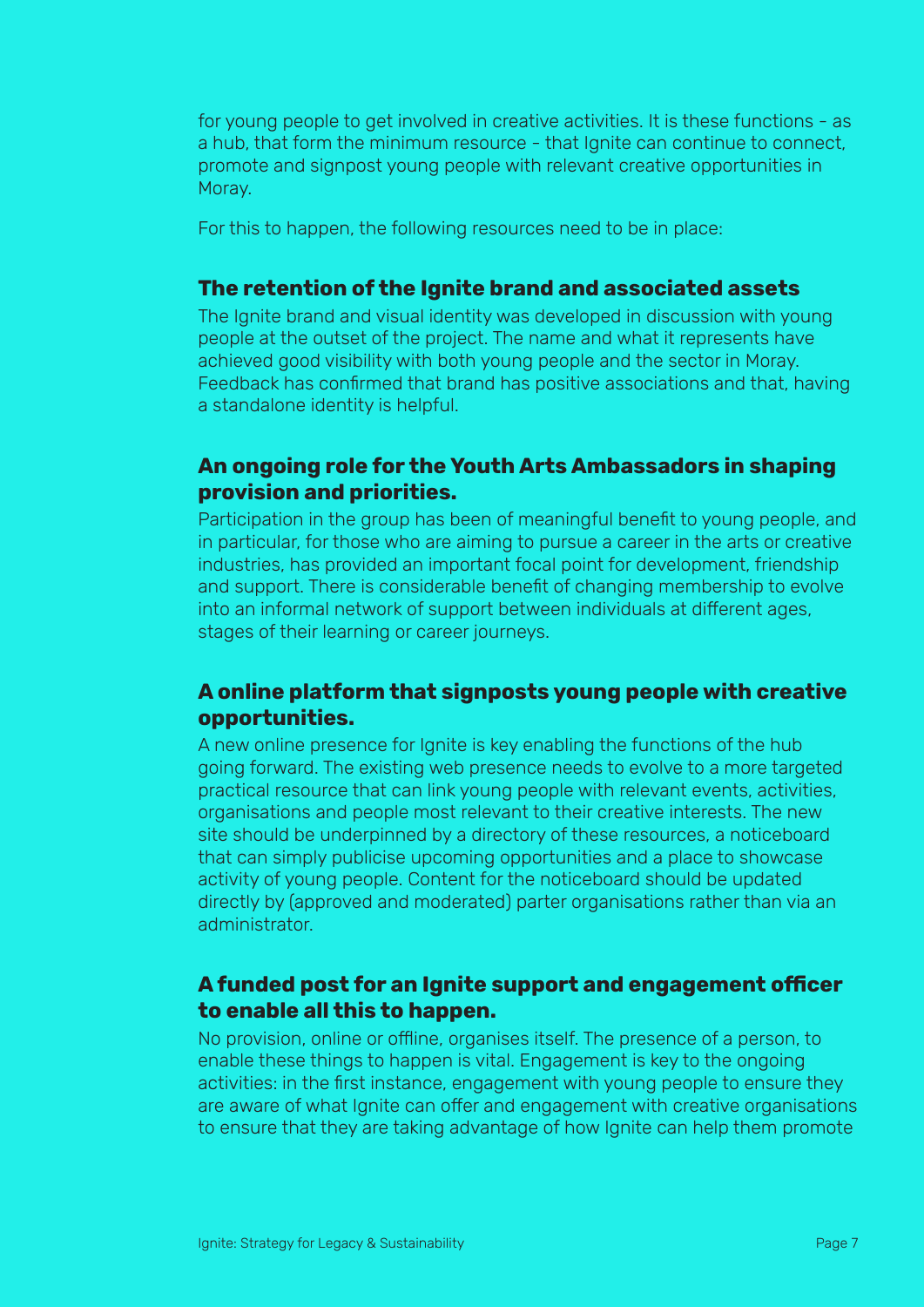for young people to get involved in creative activities. It is these functions – as a hub, that form the minimum resource – that Ignite can continue to connect, promote and signpost young people with relevant creative opportunities in Moray.

For this to happen, the following resources need to be in place:

### The retention of the Ignite brand and associated assets

The Ignite brand and visual identity was developed in discussion with young people at the outset of the project. The name and what it represents have achieved good visibility with both young people and the sector in Moray. Feedback has confirmed that brand has positive associations and that, having a standalone identity is helpful.

### An ongoing role for the Youth Arts Ambassadors in shaping provision and priorities.

Participation in the group has been of meaningful benefit to young people, and in particular, for those who are aiming to pursue a career in the arts or creative industries, has provided an important focal point for development, friendship and support. There is considerable benefit of changing membership to evolve into an informal network of support between individuals at different ages, stages of their learning or career journeys.

### A online platform that signposts young people with creative opportunities.

A new online presence for Ignite is key enabling the functions of the hub going forward. The existing web presence needs to evolve to a more targeted practical resource that can link young people with relevant events, activities, organisations and people most relevant to their creative interests. The new site should be underpinned by a directory of these resources, a noticeboard that can simply publicise upcoming opportunities and a place to showcase activity of young people. Content for the noticeboard should be updated directly by (approved and moderated) parter organisations rather than via an administrator.

### A funded post for an Ignite support and engagement officer to enable all this to happen.

No provision, online or offline, organises itself. The presence of a person, to enable these things to happen is vital. Engagement is key to the ongoing activities: in the first instance, engagement with young people to ensure they are aware of what Ignite can offer and engagement with creative organisations to ensure that they are taking advantage of how Ignite can help them promote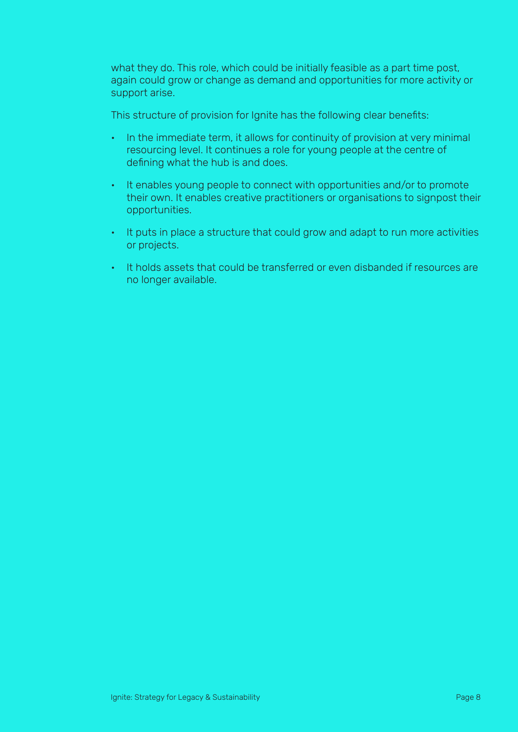what they do. This role, which could be initially feasible as a part time post, again could grow or change as demand and opportunities for more activity or support arise.

This structure of provision for Ignite has the following clear benefits:

- In the immediate term, it allows for continuity of provision at very minimal resourcing level. It continues a role for young people at the centre of defining what the hub is and does.
- It enables young people to connect with opportunities and/or to promote their own. It enables creative practitioners or organisations to signpost their opportunities.
- It puts in place a structure that could grow and adapt to run more activities or projects.
- It holds assets that could be transferred or even disbanded if resources are no longer available.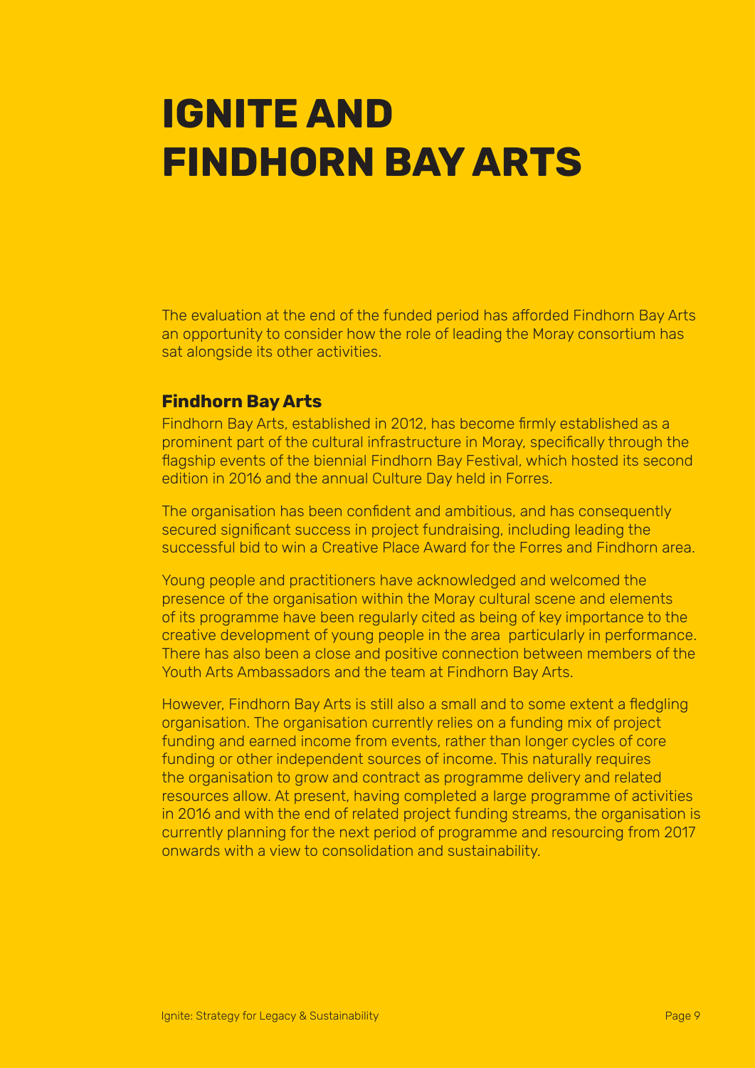# IGNITE AND FINDHORN BAY ARTS

The evaluation at the end of the funded period has afforded Findhorn Bay Arts an opportunity to consider how the role of leading the Moray consortium has sat alongside its other activities.

### Findhorn Bay Arts

Findhorn Bay Arts, established in 2012, has become firmly established as a prominent part of the cultural infrastructure in Moray, specifically through the flagship events of the biennial Findhorn Bay Festival, which hosted its second edition in 2016 and the annual Culture Day held in Forres.

The organisation has been confident and ambitious, and has consequently secured significant success in project fundraising, including leading the successful bid to win a Creative Place Award for the Forres and Findhorn area.

Young people and practitioners have acknowledged and welcomed the presence of the organisation within the Moray cultural scene and elements of its programme have been regularly cited as being of key importance to the creative development of young people in the area particularly in performance. There has also been a close and positive connection between members of the Youth Arts Ambassadors and the team at Findhorn Bay Arts.

However, Findhorn Bay Arts is still also a small and to some extent a fledgling organisation. The organisation currently relies on a funding mix of project funding and earned income from events, rather than longer cycles of core funding or other independent sources of income. This naturally requires the organisation to grow and contract as programme delivery and related resources allow. At present, having completed a large programme of activities in 2016 and with the end of related project funding streams, the organisation is currently planning for the next period of programme and resourcing from 2017 onwards with a view to consolidation and sustainability.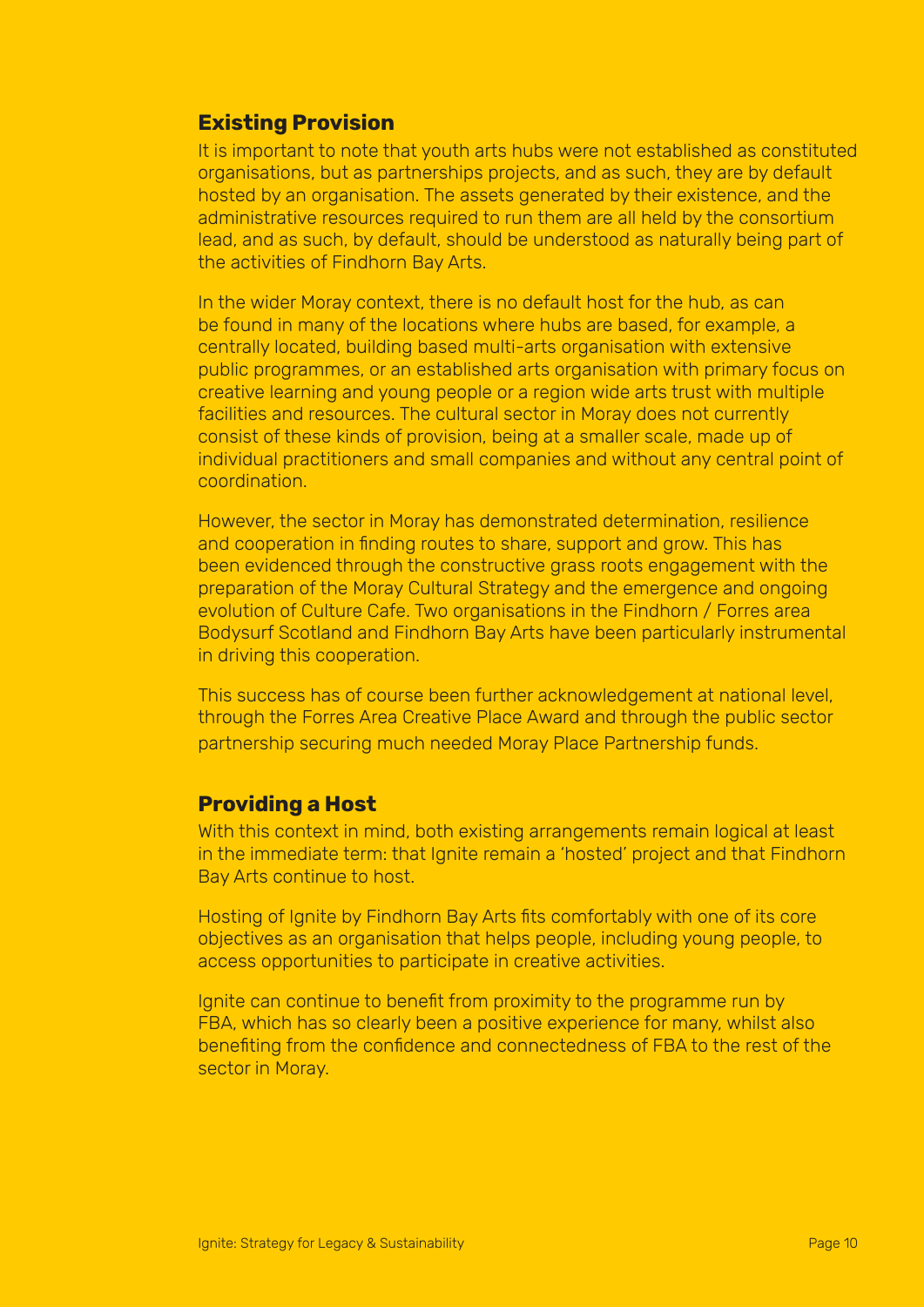## Existing Provision

It is important to note that youth arts hubs were not established as constituted organisations, but as partnerships projects, and as such, they are by default hosted by an organisation. The assets generated by their existence, and the administrative resources required to run them are all held by the consortium lead, and as such, by default, should be understood as naturally being part of the activities of Findhorn Bay Arts.

In the wider Moray context, there is no default host for the hub, as can be found in many of the locations where hubs are based, for example, a centrally located, building based multi-arts organisation with extensive public programmes, or an established arts organisation with primary focus on creative learning and young people or a region wide arts trust with multiple facilities and resources. The cultural sector in Moray does not currently consist of these kinds of provision, being at a smaller scale, made up of individual practitioners and small companies and without any central point of coordination.

However, the sector in Moray has demonstrated determination, resilience and cooperation in finding routes to share, support and grow. This has been evidenced through the constructive grass roots engagement with the preparation of the Moray Cultural Strategy and the emergence and ongoing evolution of Culture Cafe. Two organisations in the Findhorn / Forres area Bodysurf Scotland and Findhorn Bay Arts have been particularly instrumental in driving this cooperation.

This success has of course been further acknowledgement at national level, through the Forres Area Creative Place Award and through the public sector partnership securing much needed Moray Place Partnership funds.

## Providing a Host

With this context in mind, both existing arrangements remain logical at least in the immediate term: that Ignite remain a 'hosted' project and that Findhorn Bay Arts continue to host.

Hosting of Ignite by Findhorn Bay Arts fits comfortably with one of its core objectives as an organisation that helps people, including young people, to access opportunities to participate in creative activities.

Ignite can continue to benefit from proximity to the programme run by FBA, which has so clearly been a positive experience for many, whilst also benefiting from the confidence and connectedness of FBA to the rest of the sector in Moray.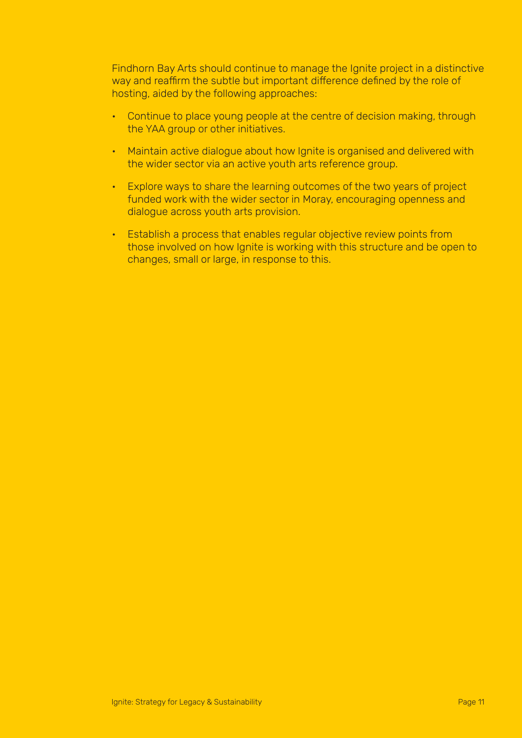Findhorn Bay Arts should continue to manage the Ignite project in a distinctive way and reaffirm the subtle but important difference defined by the role of hosting, aided by the following approaches:

- Continue to place young people at the centre of decision making, through the YAA group or other initiatives.
- Maintain active dialogue about how Ignite is organised and delivered with the wider sector via an active youth arts reference group.
- Explore ways to share the learning outcomes of the two years of project funded work with the wider sector in Moray, encouraging openness and dialogue across youth arts provision.
- Establish a process that enables regular objective review points from those involved on how Ignite is working with this structure and be open to changes, small or large, in response to this.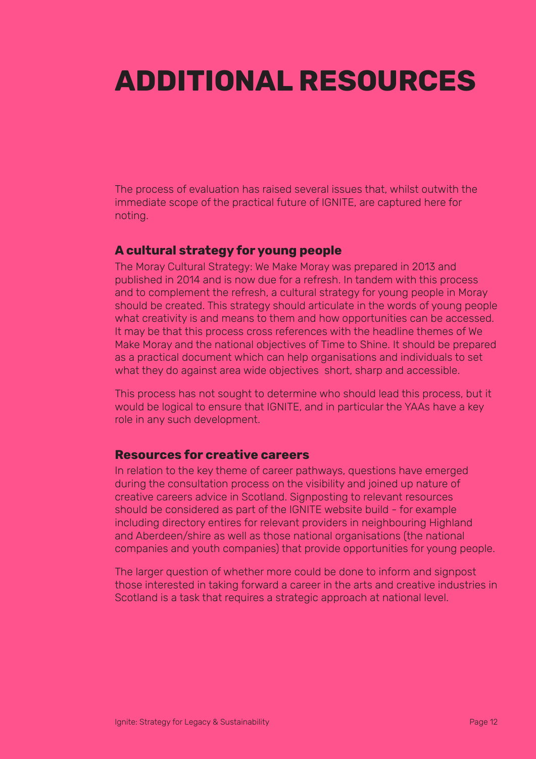# ADDITIONAL RESOURCES

The process of evaluation has raised several issues that, whilst outwith the immediate scope of the practical future of IGNITE, are captured here for noting.

### A cultural strategy for young people

The Moray Cultural Strategy: We Make Moray was prepared in 2013 and published in 2014 and is now due for a refresh. In tandem with this process and to complement the refresh, a cultural strategy for young people in Moray should be created. This strategy should articulate in the words of young people what creativity is and means to them and how opportunities can be accessed. It may be that this process cross references with the headline themes of We Make Moray and the national objectives of Time to Shine. It should be prepared as a practical document which can help organisations and individuals to set what they do against area wide objectives short, sharp and accessible.

This process has not sought to determine who should lead this process, but it would be logical to ensure that IGNITE, and in particular the YAAs have a key role in any such development.

### Resources for creative careers

In relation to the key theme of career pathways, questions have emerged during the consultation process on the visibility and joined up nature of creative careers advice in Scotland. Signposting to relevant resources should be considered as part of the IGNITE website build - for example including directory entires for relevant providers in neighbouring Highland and Aberdeen/shire as well as those national organisations (the national companies and youth companies) that provide opportunities for young people.

The larger question of whether more could be done to inform and signpost those interested in taking forward a career in the arts and creative industries in Scotland is a task that requires a strategic approach at national level.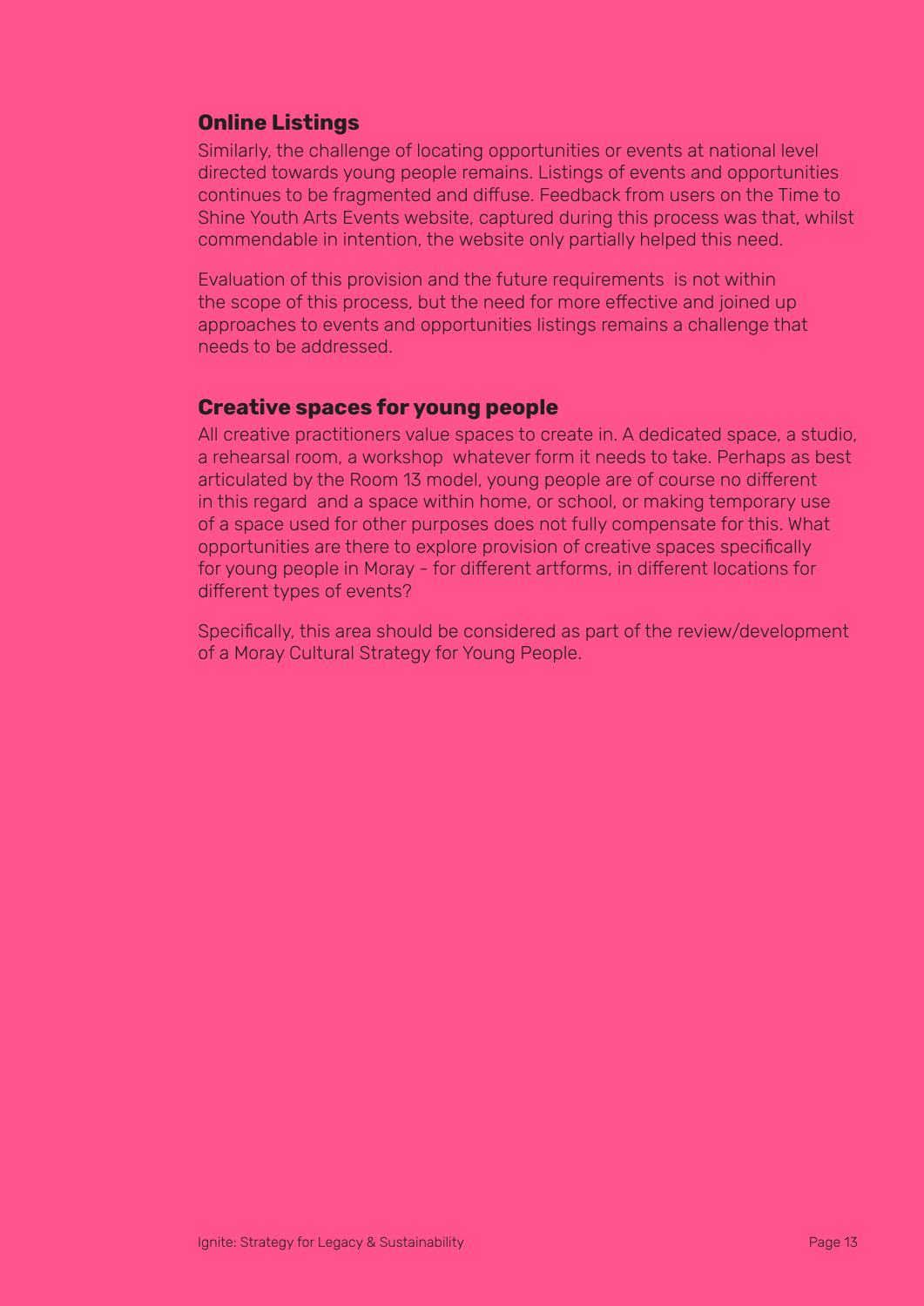## Online Listings

Similarly, the challenge of locating opportunities or events at national level directed towards young people remains. Listings of events and opportunities continues to be fragmented and diffuse. Feedback from users on the Time to Shine Youth Arts Events website, captured during this process was that, whilst commendable in intention, the website only partially helped this need.

Evaluation of this provision and the future requirements is not within the scope of this process, but the need for more effective and joined up approaches to events and opportunities listings remains a challenge that needs to be addressed.

## Creative spaces for young people

All creative practitioners value spaces to create in. A dedicated space, a studio, a rehearsal room, a workshop whatever form it needs to take. Perhaps as best articulated by the Room 13 model, young people are of course no different in this regard and a space within home, or school, or making temporary use of a space used for other purposes does not fully compensate for this. What opportunities are there to explore provision of creative spaces specifically for young people in Moray – for different artforms, in different locations for different types of events?

Specifically, this area should be considered as part of the review/development of a Moray Cultural Strategy for Young People.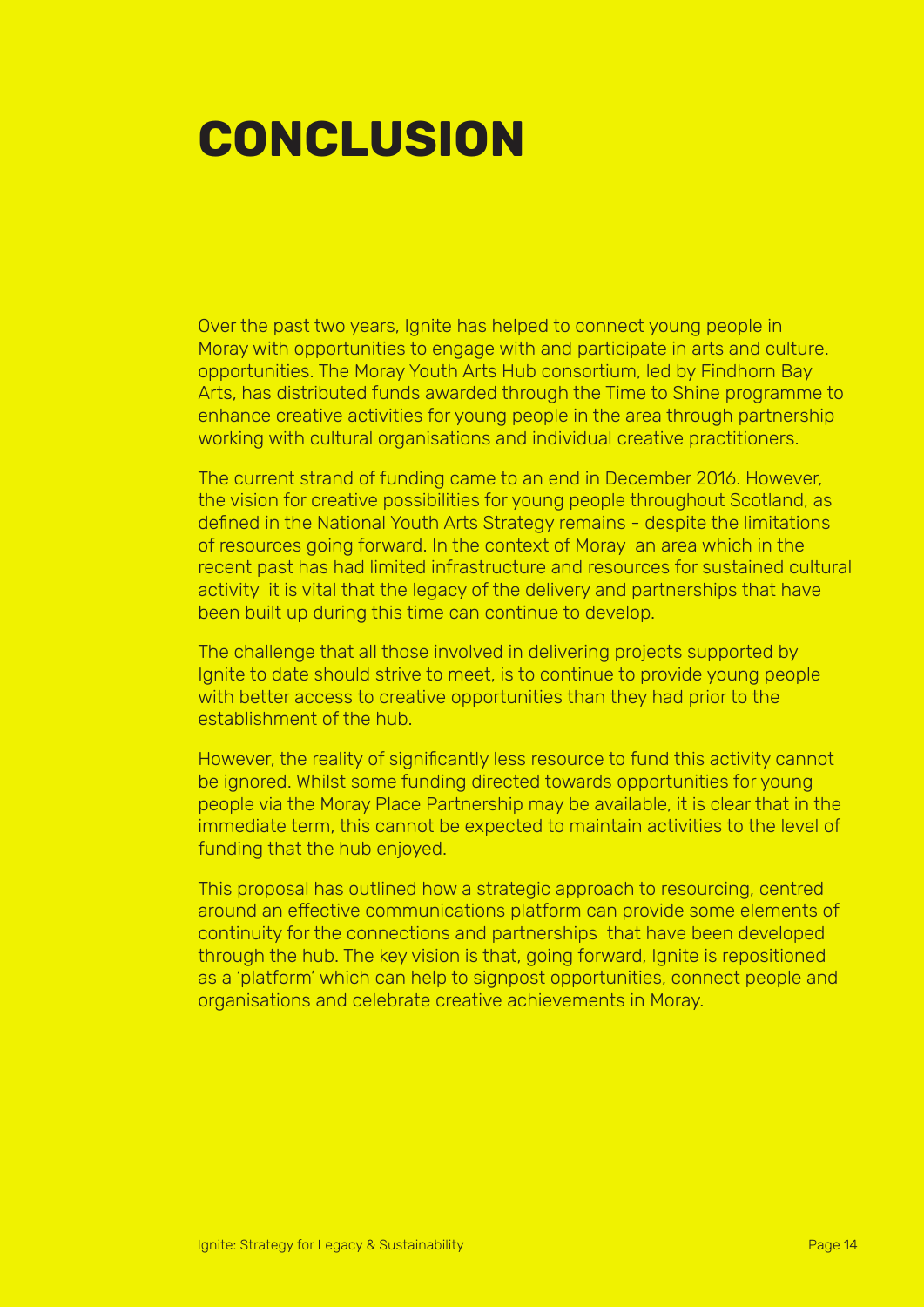# CONCLUSION

Over the past two years, Ignite has helped to connect young people in Moray with opportunities to engage with and participate in arts and culture. opportunities. The Moray Youth Arts Hub consortium, led by Findhorn Bay Arts, has distributed funds awarded through the Time to Shine programme to enhance creative activities for young people in the area through partnership working with cultural organisations and individual creative practitioners.

The current strand of funding came to an end in December 2016. However, the vision for creative possibilities for young people throughout Scotland, as defined in the National Youth Arts Strategy remains - despite the limitations of resources going forward. In the context of Moray an area which in the recent past has had limited infrastructure and resources for sustained cultural activity it is vital that the legacy of the delivery and partnerships that have been built up during this time can continue to develop.

The challenge that all those involved in delivering projects supported by Ignite to date should strive to meet, is to continue to provide young people with better access to creative opportunities than they had prior to the establishment of the hub.

However, the reality of significantly less resource to fund this activity cannot be ignored. Whilst some funding directed towards opportunities for young people via the Moray Place Partnership may be available, it is clear that in the immediate term, this cannot be expected to maintain activities to the level of funding that the hub enjoyed.

This proposal has outlined how a strategic approach to resourcing, centred around an effective communications platform can provide some elements of continuity for the connections and partnerships that have been developed through the hub. The key vision is that, going forward, Ignite is repositioned as a 'platform' which can help to signpost opportunities, connect people and organisations and celebrate creative achievements in Moray.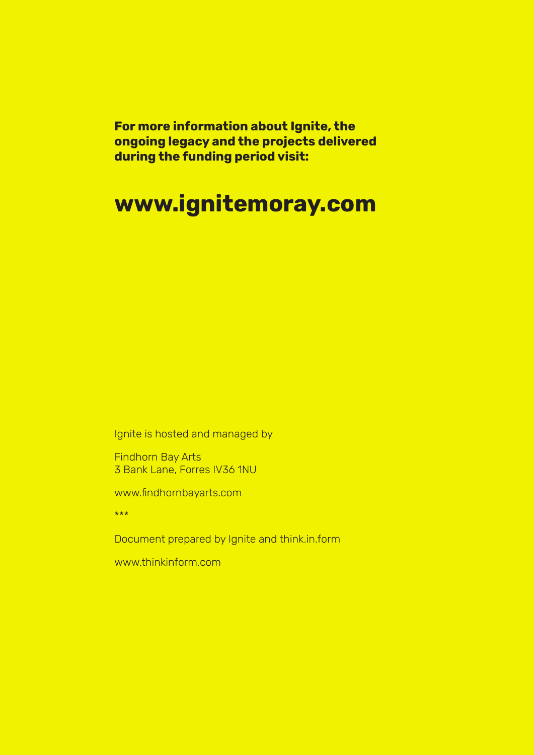**For more information about Ignite, the ongoing legacy and the projects delivered during the funding period visit:**

# www.ignitemoray.com

Ignite is hosted and managed by

Findhorn Bay Arts
3 Bank Lane, Forres IV36 1NU

www.findhornbayarts.com

***

Document prepared by Ignite and think.in.form

www.thinkinform.com